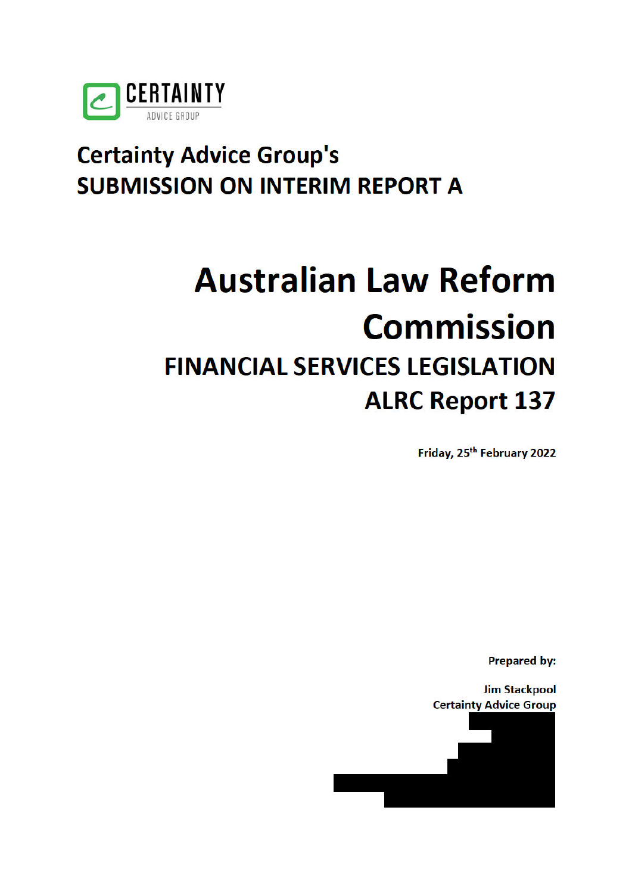CERTAINTY
ADVICE GROUP

# Certainty Advice Group's
# SUBMISSION ON INTERIM REPORT A

# Australian Law Reform Commission

## FINANCIAL SERVICES LEGISLATION
## ALRC Report 137

**Friday, 25th February 2022**

**Prepared by:**

**Jim Stackpool**
**Certainty Advice Group**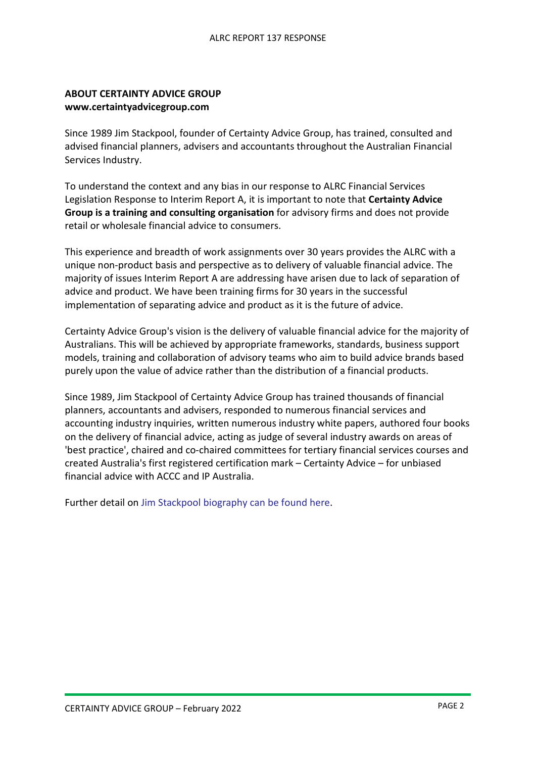**ABOUT CERTAINTY ADVICE GROUP**
**www.certaintyadvicegroup.com**

Since 1989 Jim Stackpool, founder of Certainty Advice Group, has trained, consulted and advised financial planners, advisers and accountants throughout the Australian Financial Services Industry.

To understand the context and any bias in our response to ALRC Financial Services Legislation Response to Interim Report A, it is important to note that **Certainty Advice Group is a training and consulting organisation** for advisory firms and does not provide retail or wholesale financial advice to consumers.

This experience and breadth of work assignments over 30 years provides the ALRC with a unique non-product basis and perspective as to delivery of valuable financial advice. The majority of issues Interim Report A are addressing have arisen due to lack of separation of advice and product. We have been training firms for 30 years in the successful implementation of separating advice and product as it is the future of advice.

Certainty Advice Group's vision is the delivery of valuable financial advice for the majority of Australians. This will be achieved by appropriate frameworks, standards, business support models, training and collaboration of advisory teams who aim to build advice brands based purely upon the value of advice rather than the distribution of a financial products.

Since 1989, Jim Stackpool of Certainty Advice Group has trained thousands of financial planners, accountants and advisers, responded to numerous financial services and accounting industry inquiries, written numerous industry white papers, authored four books on the delivery of financial advice, acting as judge of several industry awards on areas of 'best practice', chaired and co-chaired committees for tertiary financial services courses and created Australia's first registered certification mark – Certainty Advice – for unbiased financial advice with ACCC and IP Australia.

Further detail on Jim Stackpool biography can be found here.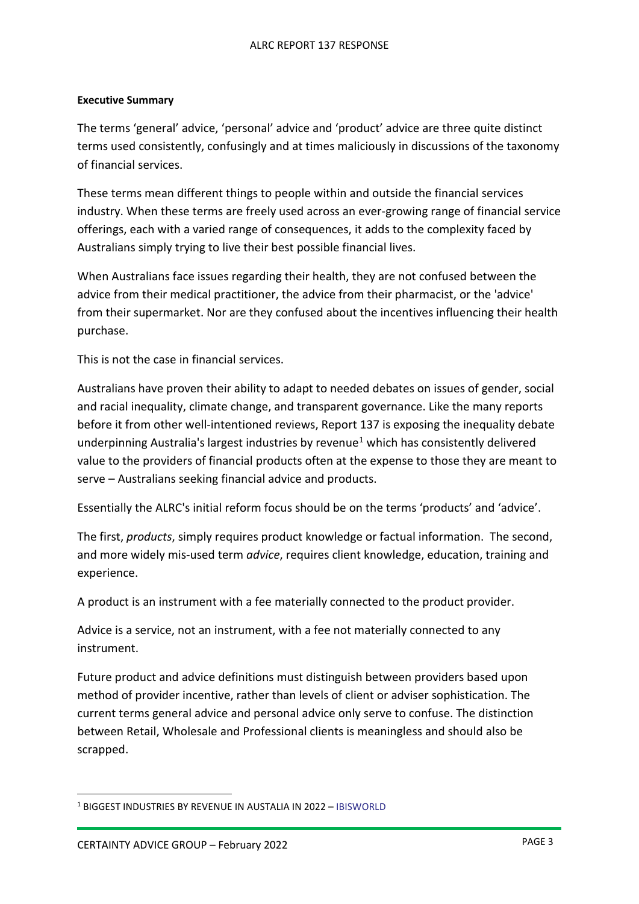**Executive Summary**

The terms 'general' advice, 'personal' advice and 'product' advice are three quite distinct terms used consistently, confusingly and at times maliciously in discussions of the taxonomy of financial services.

These terms mean different things to people within and outside the financial services industry. When these terms are freely used across an ever-growing range of financial service offerings, each with a varied range of consequences, it adds to the complexity faced by Australians simply trying to live their best possible financial lives.

When Australians face issues regarding their health, they are not confused between the advice from their medical practitioner, the advice from their pharmacist, or the 'advice' from their supermarket. Nor are they confused about the incentives influencing their health purchase.

This is not the case in financial services.

Australians have proven their ability to adapt to needed debates on issues of gender, social and racial inequality, climate change, and transparent governance. Like the many reports before it from other well-intentioned reviews, Report 137 is exposing the inequality debate underpinning Australia's largest industries by revenue[1] which has consistently delivered value to the providers of financial products often at the expense to those they are meant to serve – Australians seeking financial advice and products.

Essentially the ALRC's initial reform focus should be on the terms 'products' and 'advice'.

The first, *products*, simply requires product knowledge or factual information. The second, and more widely mis-used term *advice*, requires client knowledge, education, training and experience.

A product is an instrument with a fee materially connected to the product provider.

Advice is a service, not an instrument, with a fee not materially connected to any instrument.

Future product and advice definitions must distinguish between providers based upon method of provider incentive, rather than levels of client or adviser sophistication. The current terms general advice and personal advice only serve to confuse. The distinction between Retail, Wholesale and Professional clients is meaningless and should also be scrapped.

[1] BIGGEST INDUSTRIES BY REVENUE IN AUSTALIA IN 2022 – IBISWORLD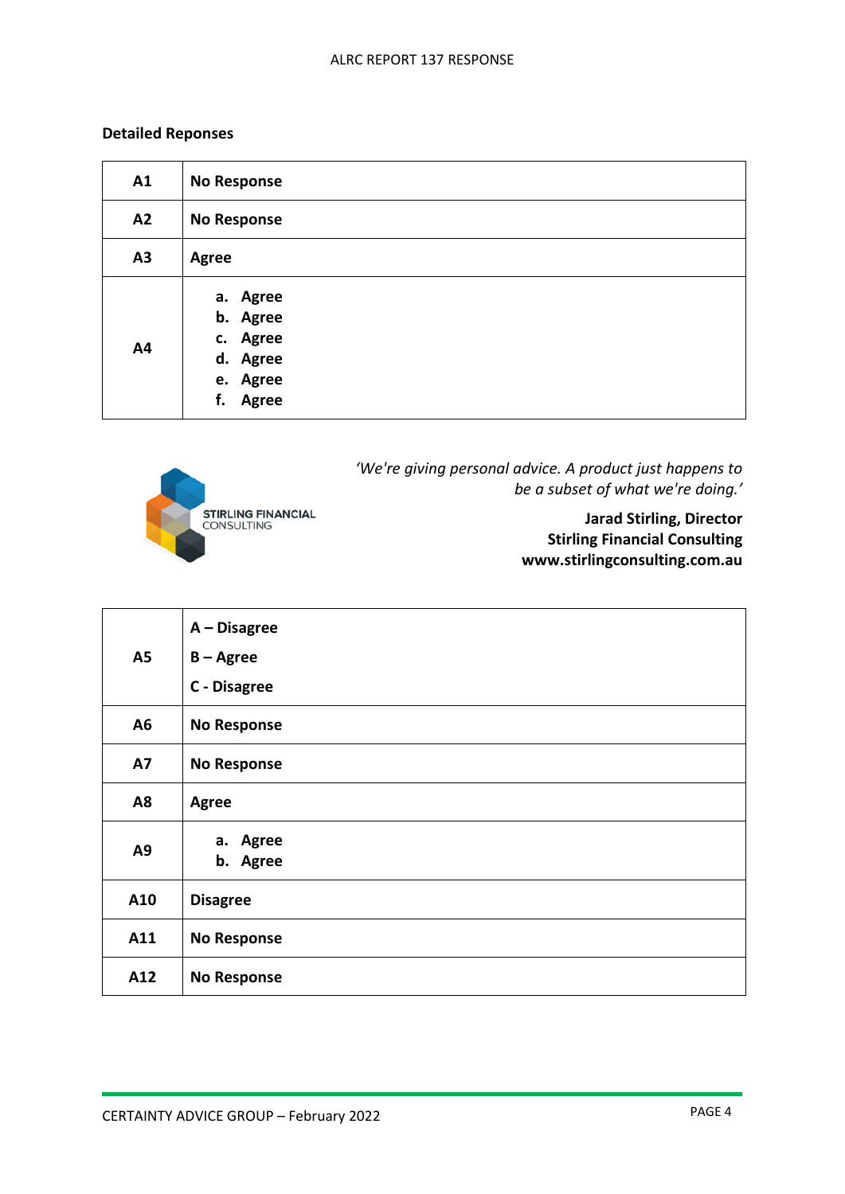**Detailed Reponses**

| | |
|---|---|
| A1 | No Response |
| A2 | No Response |
| A3 | Agree |
| A4 | a. Agree<br>b. Agree<br>c. Agree<br>d. Agree<br>e. Agree<br>f. Agree |

STIRLING FINANCIAL CONSULTING

*'We're giving personal advice. A product just happens to be a subset of what we're doing.'*

**Jarad Stirling, Director**
**Stirling Financial Consulting**
**www.stirlingconsulting.com.au**

| | |
|---|---|
| A5 | A – Disagree<br>B – Agree<br>C - Disagree |
| A6 | No Response |
| A7 | No Response |
| A8 | Agree |
| A9 | a. Agree<br>b. Agree |
| A10 | Disagree |
| A11 | No Response |
| A12 | No Response |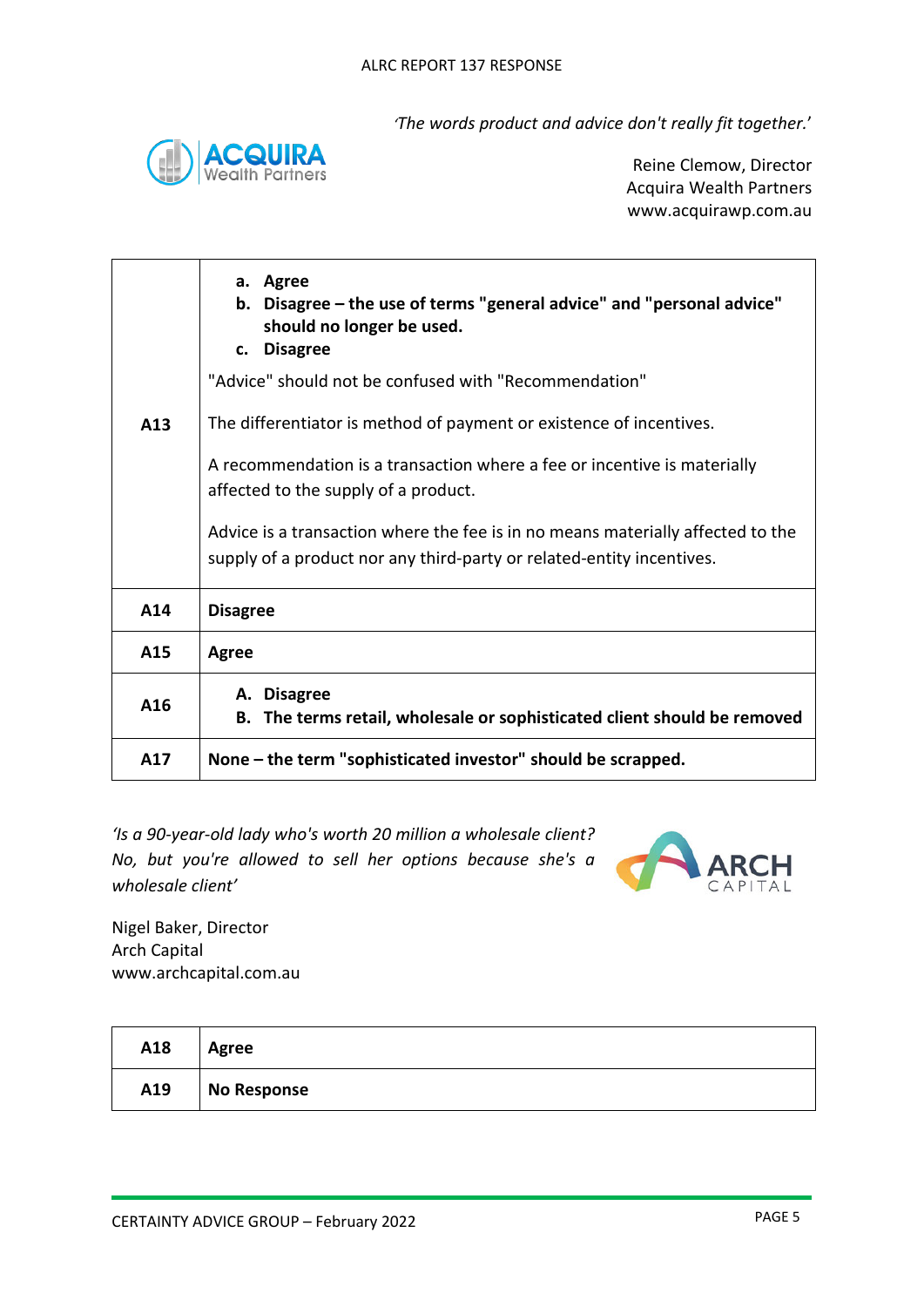*'The words product and advice don't really fit together.'*

Reine Clemow, Director
Acquira Wealth Partners
www.acquirawp.com.au

| | |
|---|---|
| **A13** | a. **Agree**<br>b. **Disagree – the use of terms "general advice" and "personal advice" should no longer be used.**<br>c. **Disagree**<br><br>"Advice" should not be confused with "Recommendation"<br><br>The differentiator is method of payment or existence of incentives.<br><br>A recommendation is a transaction where a fee or incentive is materially affected to the supply of a product.<br><br>Advice is a transaction where the fee is in no means materially affected to the supply of a product nor any third-party or related-entity incentives. |
| **A14** | **Disagree** |
| **A15** | **Agree** |
| **A16** | A. **Disagree**<br>B. **The terms retail, wholesale or sophisticated client should be removed** |
| **A17** | **None – the term "sophisticated investor" should be scrapped.** |

*'Is a 90-year-old lady who's worth 20 million a wholesale client? No, but you're allowed to sell her options because she's a wholesale client'*

Nigel Baker, Director
Arch Capital
www.archcapital.com.au

| | |
|---|---|
| **A18** | **Agree** |
| **A19** | **No Response** |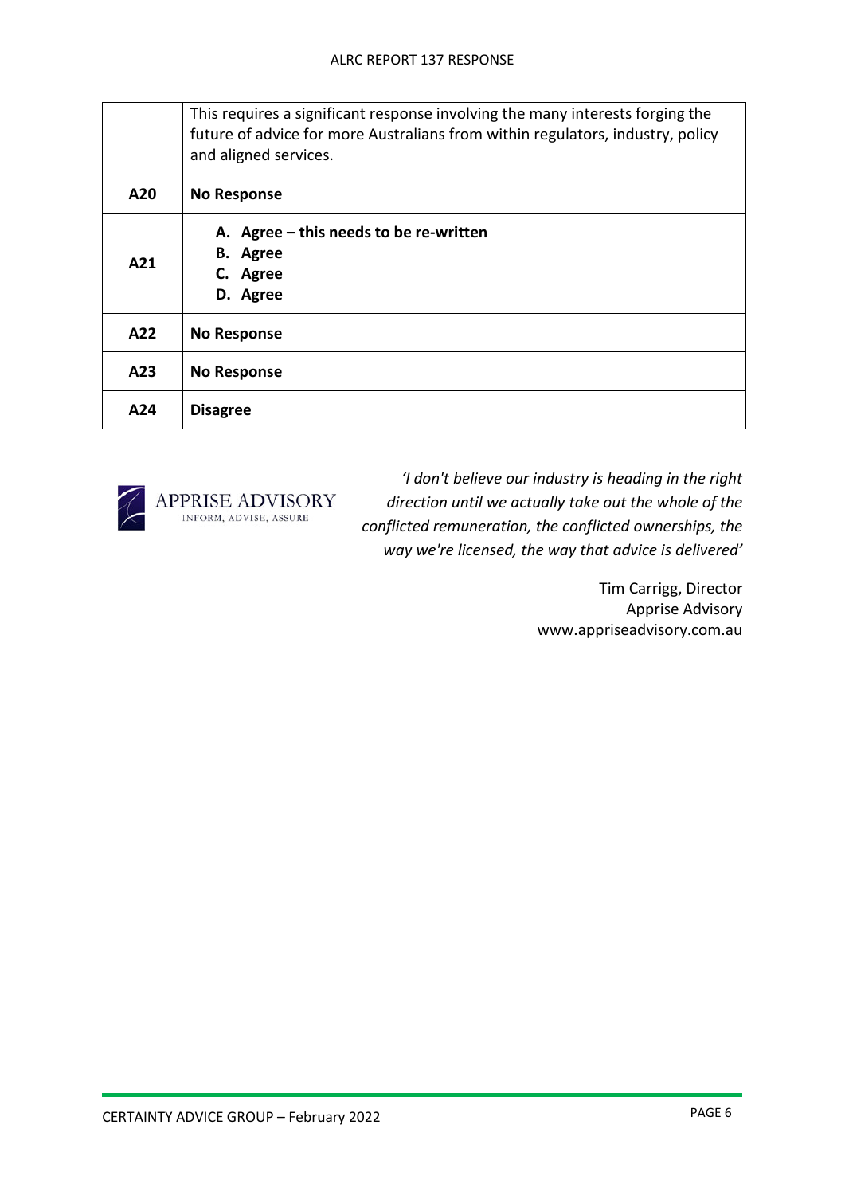| | |
|---|---|
| | This requires a significant response involving the many interests forging the future of advice for more Australians from within regulators, industry, policy and aligned services. |
| **A20** | **No Response** |
| **A21** | **A. Agree – this needs to be re-written**<br>**B. Agree**<br>**C. Agree**<br>**D. Agree** |
| **A22** | **No Response** |
| **A23** | **No Response** |
| **A24** | **Disagree** |

APPRISE ADVISORY
INFORM, ADVISE, ASSURE

*'I don't believe our industry is heading in the right direction until we actually take out the whole of the conflicted remuneration, the conflicted ownerships, the way we're licensed, the way that advice is delivered'*

Tim Carrigg, Director
Apprise Advisory
www.appriseadvisory.com.au